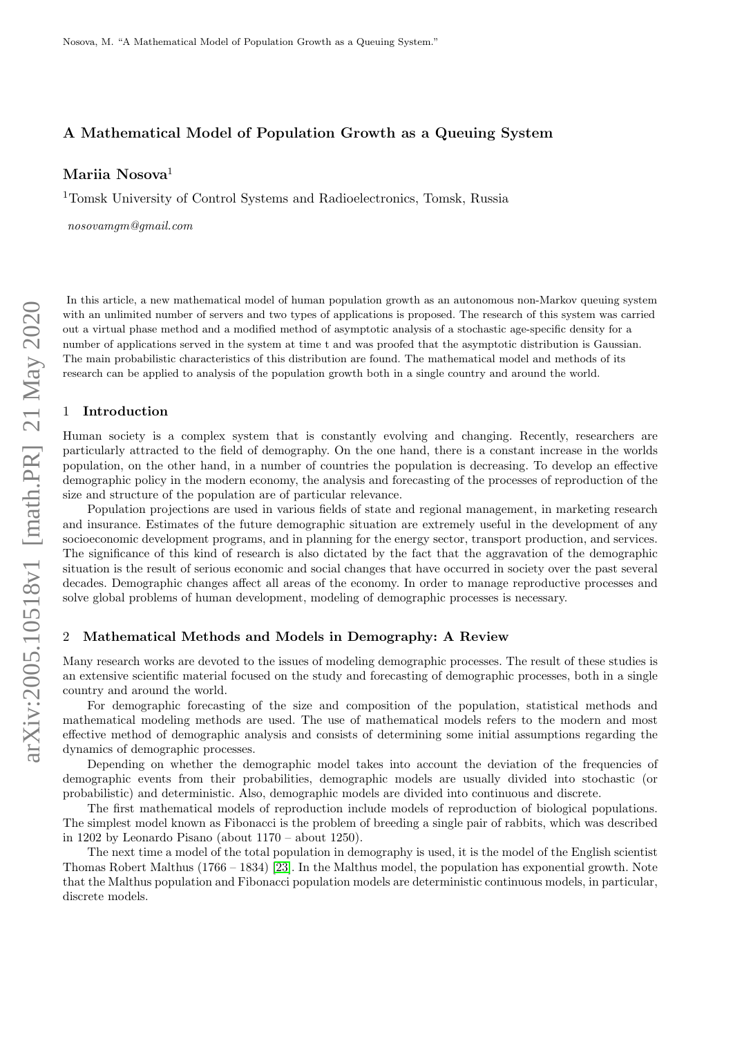# A Mathematical Model of Population Growth as a Queuing System

**Mariia Nosova**[1]

[1]Tomsk University of Control Systems and Radioelectronics, Tomsk, Russia

*nosovamgm@gmail.com*

In this article, a new mathematical model of human population growth as an autonomous non-Markov queuing system with an unlimited number of servers and two types of applications is proposed. The research of this system was carried out a virtual phase method and a modified method of asymptotic analysis of a stochastic age-specific density for a number of applications served in the system at time t and was proofed that the asymptotic distribution is Gaussian. The main probabilistic characteristics of this distribution are found. The mathematical model and methods of its research can be applied to analysis of the population growth both in a single country and around the world.

## 1 Introduction

Human society is a complex system that is constantly evolving and changing. Recently, researchers are particularly attracted to the field of demography. On the one hand, there is a constant increase in the worlds population, on the other hand, in a number of countries the population is decreasing. To develop an effective demographic policy in the modern economy, the analysis and forecasting of the processes of reproduction of the size and structure of the population are of particular relevance.

Population projections are used in various fields of state and regional management, in marketing research and insurance. Estimates of the future demographic situation are extremely useful in the development of any socioeconomic development programs, and in planning for the energy sector, transport production, and services. The significance of this kind of research is also dictated by the fact that the aggravation of the demographic situation is the result of serious economic and social changes that have occurred in society over the past several decades. Demographic changes affect all areas of the economy. In order to manage reproductive processes and solve global problems of human development, modeling of demographic processes is necessary.

## 2 Mathematical Methods and Models in Demography: A Review

Many research works are devoted to the issues of modeling demographic processes. The result of these studies is an extensive scientific material focused on the study and forecasting of demographic processes, both in a single country and around the world.

For demographic forecasting of the size and composition of the population, statistical methods and mathematical modeling methods are used. The use of mathematical models refers to the modern and most effective method of demographic analysis and consists of determining some initial assumptions regarding the dynamics of demographic processes.

Depending on whether the demographic model takes into account the deviation of the frequencies of demographic events from their probabilities, demographic models are usually divided into stochastic (or probabilistic) and deterministic. Also, demographic models are divided into continuous and discrete.

The first mathematical models of reproduction include models of reproduction of biological populations. The simplest model known as Fibonacci is the problem of breeding a single pair of rabbits, which was described in 1202 by Leonardo Pisano (about 1170 – about 1250).

The next time a model of the total population in demography is used, it is the model of the English scientist Thomas Robert Malthus (1766 – 1834) [23]. In the Malthus model, the population has exponential growth. Note that the Malthus population and Fibonacci population models are deterministic continuous models, in particular, discrete models.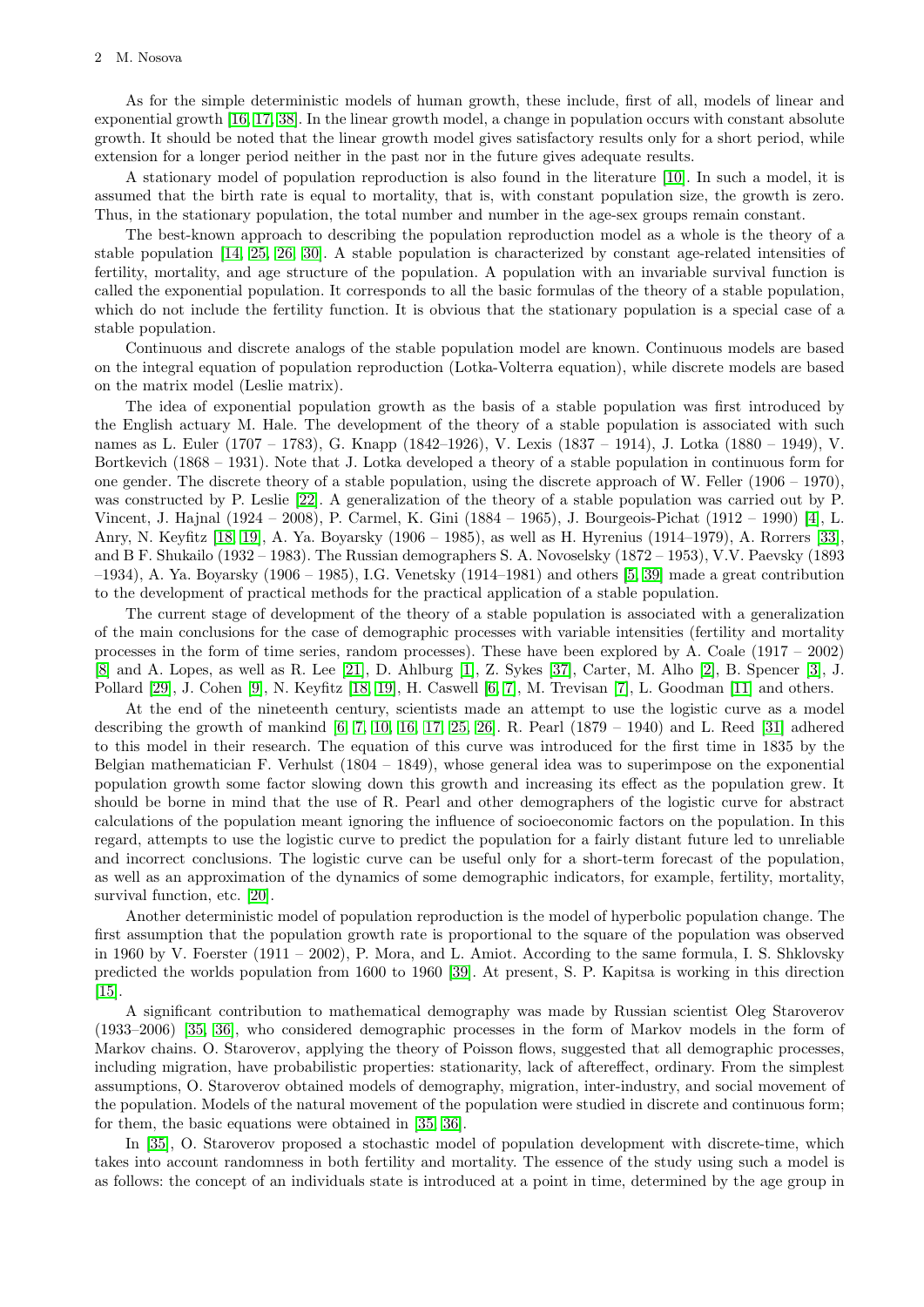As for the simple deterministic models of human growth, these include, first of all, models of linear and exponential growth [16, 17, 38]. In the linear growth model, a change in population occurs with constant absolute growth. It should be noted that the linear growth model gives satisfactory results only for a short period, while extension for a longer period neither in the past nor in the future gives adequate results.

A stationary model of population reproduction is also found in the literature [10]. In such a model, it is assumed that the birth rate is equal to mortality, that is, with constant population size, the growth is zero. Thus, in the stationary population, the total number and number in the age-sex groups remain constant.

The best-known approach to describing the population reproduction model as a whole is the theory of a stable population [14, 25, 26, 30]. A stable population is characterized by constant age-related intensities of fertility, mortality, and age structure of the population. A population with an invariable survival function is called the exponential population. It corresponds to all the basic formulas of the theory of a stable population, which do not include the fertility function. It is obvious that the stationary population is a special case of a stable population.

Continuous and discrete analogs of the stable population model are known. Continuous models are based on the integral equation of population reproduction (Lotka-Volterra equation), while discrete models are based on the matrix model (Leslie matrix).

The idea of exponential population growth as the basis of a stable population was first introduced by the English actuary M. Hale. The development of the theory of a stable population is associated with such names as L. Euler (1707 – 1783), G. Knapp (1842–1926), V. Lexis (1837 – 1914), J. Lotka (1880 – 1949), V. Bortkevich (1868 – 1931). Note that J. Lotka developed a theory of a stable population in continuous form for one gender. The discrete theory of a stable population, using the discrete approach of W. Feller (1906 – 1970), was constructed by P. Leslie [22]. A generalization of the theory of a stable population was carried out by P. Vincent, J. Hajnal (1924 – 2008), P. Carmel, K. Gini (1884 – 1965), J. Bourgeois-Pichat (1912 – 1990) [4], L. Anry, N. Keyfitz [18, 19], A. Ya. Boyarsky (1906 – 1985), as well as H. Hyrenius (1914–1979), A. Rorrers [33], and B F. Shukailo (1932 – 1983). The Russian demographers S. A. Novoselsky (1872 – 1953), V.V. Paevsky (1893 –1934), A. Ya. Boyarsky (1906 – 1985), I.G. Venetsky (1914–1981) and others [5, 39] made a great contribution to the development of practical methods for the practical application of a stable population.

The current stage of development of the theory of a stable population is associated with a generalization of the main conclusions for the case of demographic processes with variable intensities (fertility and mortality processes in the form of time series, random processes). These have been explored by A. Coale (1917 – 2002) [8] and A. Lopes, as well as R. Lee [21], D. Ahlburg [1], Z. Sykes [37], Carter, M. Alho [2], B. Spencer [3], J. Pollard [29], J. Cohen [9], N. Keyfitz [18, 19], H. Caswell [6, 7], M. Trevisan [7], L. Goodman [11] and others.

At the end of the nineteenth century, scientists made an attempt to use the logistic curve as a model describing the growth of mankind [6, 7, 10, 16, 17, 25, 26]. R. Pearl (1879 – 1940) and L. Reed [31] adhered to this model in their research. The equation of this curve was introduced for the first time in 1835 by the Belgian mathematician F. Verhulst (1804 – 1849), whose general idea was to superimpose on the exponential population growth some factor slowing down this growth and increasing its effect as the population grew. It should be borne in mind that the use of R. Pearl and other demographers of the logistic curve for abstract calculations of the population meant ignoring the influence of socioeconomic factors on the population. In this regard, attempts to use the logistic curve to predict the population for a fairly distant future led to unreliable and incorrect conclusions. The logistic curve can be useful only for a short-term forecast of the population, as well as an approximation of the dynamics of some demographic indicators, for example, fertility, mortality, survival function, etc. [20].

Another deterministic model of population reproduction is the model of hyperbolic population change. The first assumption that the population growth rate is proportional to the square of the population was observed in 1960 by V. Foerster (1911 – 2002), P. Mora, and L. Amiot. According to the same formula, I. S. Shklovsky predicted the worlds population from 1600 to 1960 [39]. At present, S. P. Kapitsa is working in this direction [15].

A significant contribution to mathematical demography was made by Russian scientist Oleg Staroverov (1933–2006) [35, 36], who considered demographic processes in the form of Markov models in the form of Markov chains. O. Staroverov, applying the theory of Poisson flows, suggested that all demographic processes, including migration, have probabilistic properties: stationarity, lack of aftereffect, ordinary. From the simplest assumptions, O. Staroverov obtained models of demography, migration, inter-industry, and social movement of the population. Models of the natural movement of the population were studied in discrete and continuous form; for them, the basic equations were obtained in [35, 36].

In [35], O. Staroverov proposed a stochastic model of population development with discrete-time, which takes into account randomness in both fertility and mortality. The essence of the study using such a model is as follows: the concept of an individuals state is introduced at a point in time, determined by the age group in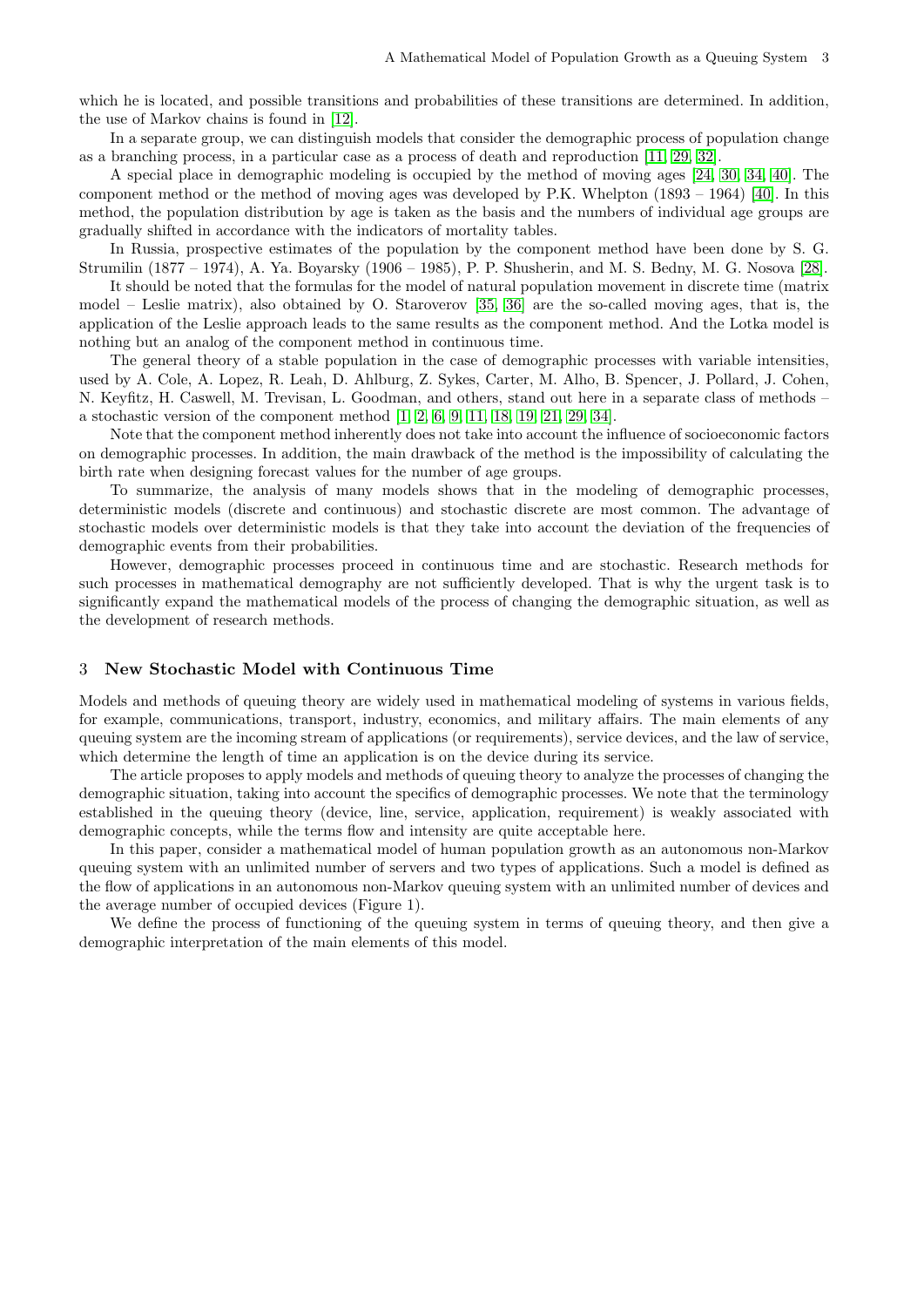which he is located, and possible transitions and probabilities of these transitions are determined. In addition, the use of Markov chains is found in [12].

In a separate group, we can distinguish models that consider the demographic process of population change as a branching process, in a particular case as a process of death and reproduction [11, 29, 32].

A special place in demographic modeling is occupied by the method of moving ages [24, 30, 34, 40]. The component method or the method of moving ages was developed by P.K. Whelpton (1893 – 1964) [40]. In this method, the population distribution by age is taken as the basis and the numbers of individual age groups are gradually shifted in accordance with the indicators of mortality tables.

In Russia, prospective estimates of the population by the component method have been done by S. G. Strumilin (1877 – 1974), A. Ya. Boyarsky (1906 – 1985), P. P. Shusherin, and M. S. Bedny, M. G. Nosova [28].

It should be noted that the formulas for the model of natural population movement in discrete time (matrix model – Leslie matrix), also obtained by O. Staroverov [35, 36] are the so-called moving ages, that is, the application of the Leslie approach leads to the same results as the component method. And the Lotka model is nothing but an analog of the component method in continuous time.

The general theory of a stable population in the case of demographic processes with variable intensities, used by A. Cole, A. Lopez, R. Leah, D. Ahlburg, Z. Sykes, Carter, M. Alho, B. Spencer, J. Pollard, J. Cohen, N. Keyfitz, H. Caswell, M. Trevisan, L. Goodman, and others, stand out here in a separate class of methods – a stochastic version of the component method [1, 2, 6, 9, 11, 18, 19, 21, 29, 34].

Note that the component method inherently does not take into account the influence of socioeconomic factors on demographic processes. In addition, the main drawback of the method is the impossibility of calculating the birth rate when designing forecast values for the number of age groups.

To summarize, the analysis of many models shows that in the modeling of demographic processes, deterministic models (discrete and continuous) and stochastic discrete are most common. The advantage of stochastic models over deterministic models is that they take into account the deviation of the frequencies of demographic events from their probabilities.

However, demographic processes proceed in continuous time and are stochastic. Research methods for such processes in mathematical demography are not sufficiently developed. That is why the urgent task is to significantly expand the mathematical models of the process of changing the demographic situation, as well as the development of research methods.

## 3 New Stochastic Model with Continuous Time

Models and methods of queuing theory are widely used in mathematical modeling of systems in various fields, for example, communications, transport, industry, economics, and military affairs. The main elements of any queuing system are the incoming stream of applications (or requirements), service devices, and the law of service, which determine the length of time an application is on the device during its service.

The article proposes to apply models and methods of queuing theory to analyze the processes of changing the demographic situation, taking into account the specifics of demographic processes. We note that the terminology established in the queuing theory (device, line, service, application, requirement) is weakly associated with demographic concepts, while the terms flow and intensity are quite acceptable here.

In this paper, consider a mathematical model of human population growth as an autonomous non-Markov queuing system with an unlimited number of servers and two types of applications. Such a model is defined as the flow of applications in an autonomous non-Markov queuing system with an unlimited number of devices and the average number of occupied devices (Figure 1).

We define the process of functioning of the queuing system in terms of queuing theory, and then give a demographic interpretation of the main elements of this model.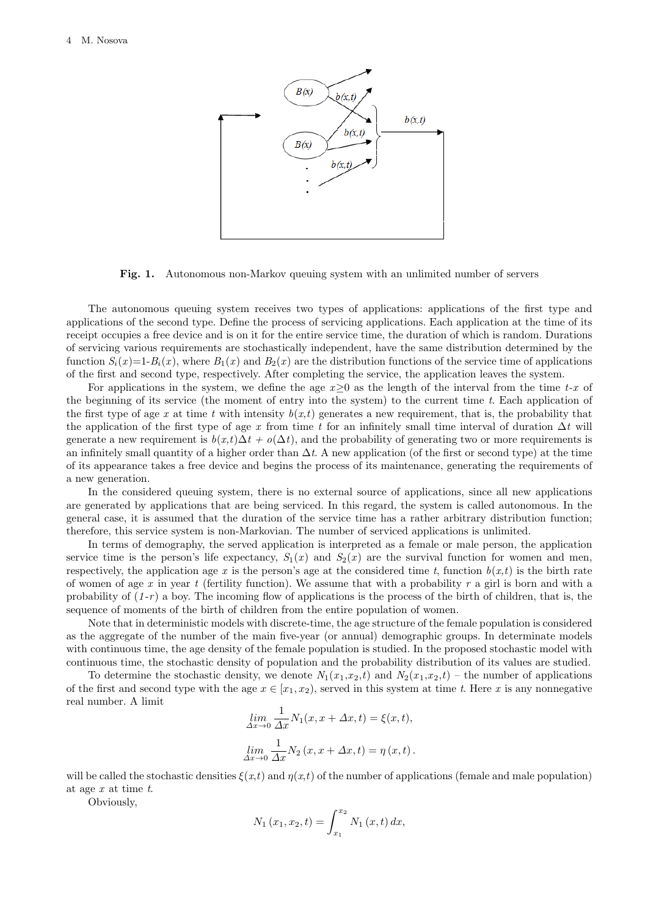**Fig. 1.** Autonomous non-Markov queuing system with an unlimited number of servers

The autonomous queuing system receives two types of applications: applications of the first type and applications of the second type. Define the process of servicing applications. Each application at the time of its receipt occupies a free device and is on it for the entire service time, the duration of which is random. Durations of servicing various requirements are stochastically independent, have the same distribution determined by the function $S_i(x)$=1-$B_i(x)$, where $B_1(x)$ and $B_2(x)$ are the distribution functions of the service time of applications of the first and second type, respectively. After completing the service, the application leaves the system.

For applications in the system, we define the age $x$≥0 as the length of the interval from the time $t$-$x$ of the beginning of its service (the moment of entry into the system) to the current time $t$. Each application of the first type of age $x$ at time $t$ with intensity $b(x,t)$ generates a new requirement, that is, the probability that the application of the first type of age $x$ from time $t$ for an infinitely small time interval of duration $\Delta t$ will generate a new requirement is $b(x,t)\Delta t + o(\Delta t)$, and the probability of generating two or more requirements is an infinitely small quantity of a higher order than $\Delta t$. A new application (of the first or second type) at the time of its appearance takes a free device and begins the process of its maintenance, generating the requirements of a new generation.

In the considered queuing system, there is no external source of applications, since all new applications are generated by applications that are being serviced. In this regard, the system is called autonomous. In the general case, it is assumed that the duration of the service time has a rather arbitrary distribution function; therefore, this service system is non-Markovian. The number of serviced applications is unlimited.

In terms of demography, the served application is interpreted as a female or male person, the application service time is the person's life expectancy, $S_1(x)$ and $S_2(x)$ are the survival function for women and men, respectively, the application age $x$ is the person's age at the considered time $t$, function $b(x,t)$ is the birth rate of women of age $x$ in year $t$ (fertility function). We assume that with a probability $r$ a girl is born and with a probability of ($1$-$r$) a boy. The incoming flow of applications is the process of the birth of children, that is, the sequence of moments of the birth of children from the entire population of women.

Note that in deterministic models with discrete-time, the age structure of the female population is considered as the aggregate of the number of the main five-year (or annual) demographic groups. In determinate models with continuous time, the age density of the female population is studied. In the proposed stochastic model with continuous time, the stochastic density of population and the probability distribution of its values are studied.

To determine the stochastic density, we denote $N_1(x_1,x_2,t)$ and $N_2(x_1,x_2,t)$ – the number of applications of the first and second type with the age $x \in [x_1, x_2)$, served in this system at time $t$. Here $x$ is any nonnegative real number. A limit

$$\lim_{\Delta x \to 0} \frac{1}{\Delta x} N_1(x, x + \Delta x, t) = \xi(x,t),$$

$$\lim_{\Delta x \to 0} \frac{1}{\Delta x} N_2\left(x, x + \Delta x, t\right) = \eta\left(x, t\right).$$

will be called the stochastic densities $\xi(x,t)$ and $\eta(x,t)$ of the number of applications (female and male population) at age $x$ at time $t$.

Obviously,

$$N_1\left(x_1, x_2, t\right) = \int_{x_1}^{x_2} N_1\left(x, t\right) dx,$$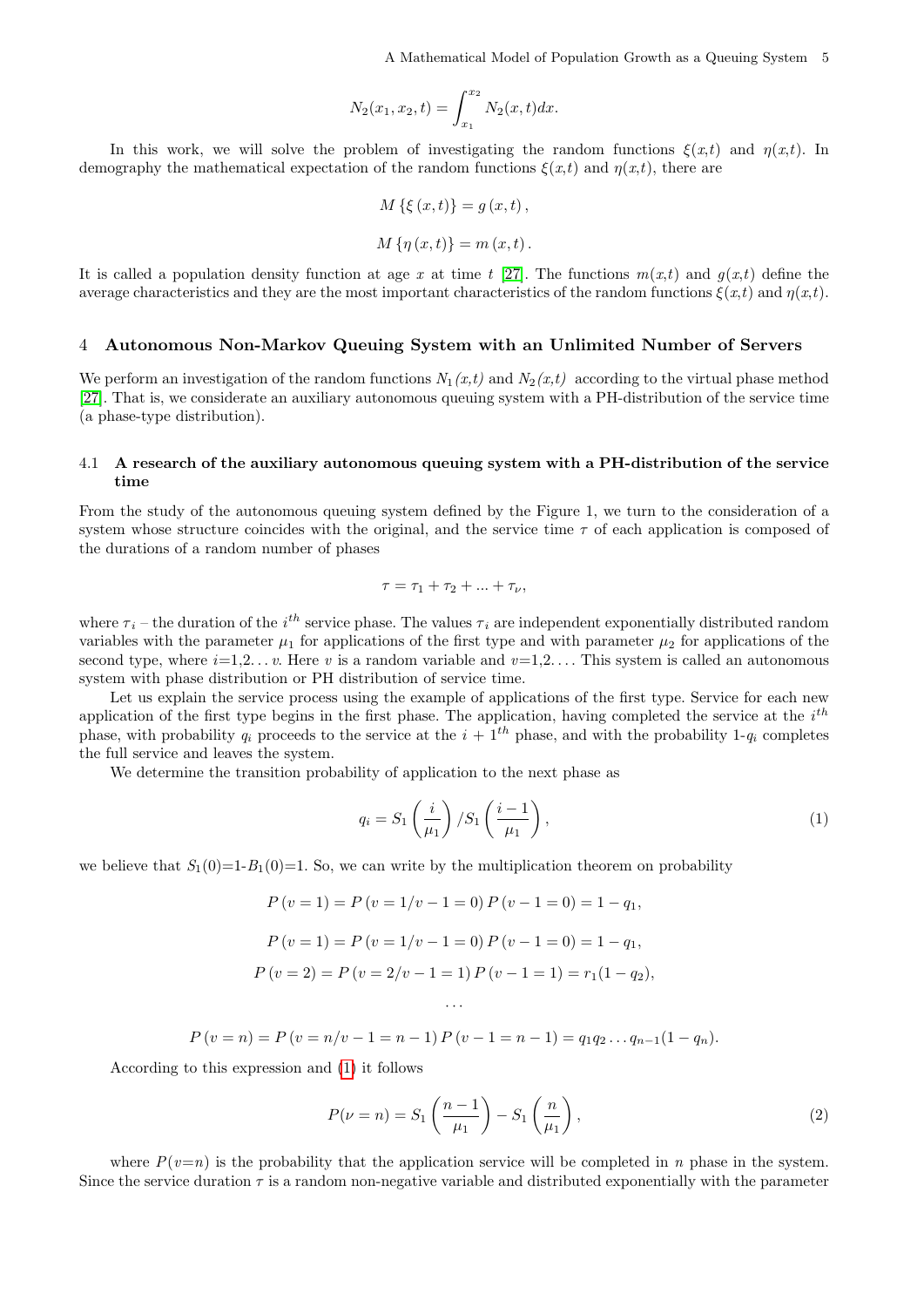$$N_2(x_1, x_2, t) = \int_{x_1}^{x_2} N_2(x, t)dx.$$

In this work, we will solve the problem of investigating the random functions $\xi(x,t)$ and $\eta(x,t)$. In demography the mathematical expectation of the random functions $\xi(x,t)$ and $\eta(x,t)$, there are

$$M\left\{\xi\left(x,t\right)\right\} = g\left(x,t\right),$$

$$M\left\{\eta\left(x,t\right)\right\} = m\left(x,t\right).$$

It is called a population density function at age $x$ at time $t$ [27]. The functions $m(x,t)$ and $g(x,t)$ define the average characteristics and they are the most important characteristics of the random functions $\xi(x,t)$ and $\eta(x,t)$.

## 4 Autonomous Non-Markov Queuing System with an Unlimited Number of Servers

We perform an investigation of the random functions $N_1(x,t)$ and $N_2(x,t)$ according to the virtual phase method [27]. That is, we considerate an auxiliary autonomous queuing system with a PH-distribution of the service time (a phase-type distribution).

### 4.1 A research of the auxiliary autonomous queuing system with a PH-distribution of the service time

From the study of the autonomous queuing system defined by the Figure 1, we turn to the consideration of a system whose structure coincides with the original, and the service time $\tau$ of each application is composed of the durations of a random number of phases

$$\tau = \tau_1 + \tau_2 + ... + \tau_\nu,$$

where $\tau_i$ – the duration of the $i^{th}$ service phase. The values $\tau_i$ are independent exponentially distributed random variables with the parameter $\mu_1$ for applications of the first type and with parameter $\mu_2$ for applications of the second type, where $i$=1,2... $v$. Here $v$ is a random variable and $v$=1,2.... This system is called an autonomous system with phase distribution or PH distribution of service time.

Let us explain the service process using the example of applications of the first type. Service for each new application of the first type begins in the first phase. The application, having completed the service at the $i^{th}$ phase, with probability $q_i$ proceeds to the service at the $i+1^{th}$ phase, and with the probability 1-$q_i$ completes the full service and leaves the system.

We determine the transition probability of application to the next phase as

$$q_i = S_1\left(\frac{i}{\mu_1}\right) / S_1\left(\frac{i-1}{\mu_1}\right), \tag{1}$$

we believe that $S_1(0)$=1-$B_1(0)$=1. So, we can write by the multiplication theorem on probability

$$P\left(v=1\right) = P\left(v=1/v-1=0\right)P\left(v-1=0\right) = 1-q_1,$$

$$P\left(v=1\right) = P\left(v=1/v-1=0\right)P\left(v-1=0\right) = 1-q_1,$$

$$P\left(v=2\right) = P\left(v=2/v-1=1\right)P\left(v-1=1\right) = r_1(1-q_2),$$

$$\dots$$

$$P\left(v=n\right) = P\left(v=n/v-1=n-1\right)P\left(v-1=n-1\right) = q_1 q_2 \dots q_{n-1}(1-q_n).$$

According to this expression and (1) it follows

$$P(\nu=n) = S_1\left(\frac{n-1}{\mu_1}\right) - S_1\left(\frac{n}{\mu_1}\right), \tag{2}$$

where $P(v=n)$ is the probability that the application service will be completed in $n$ phase in the system. Since the service duration $\tau$ is a random non-negative variable and distributed exponentially with the parameter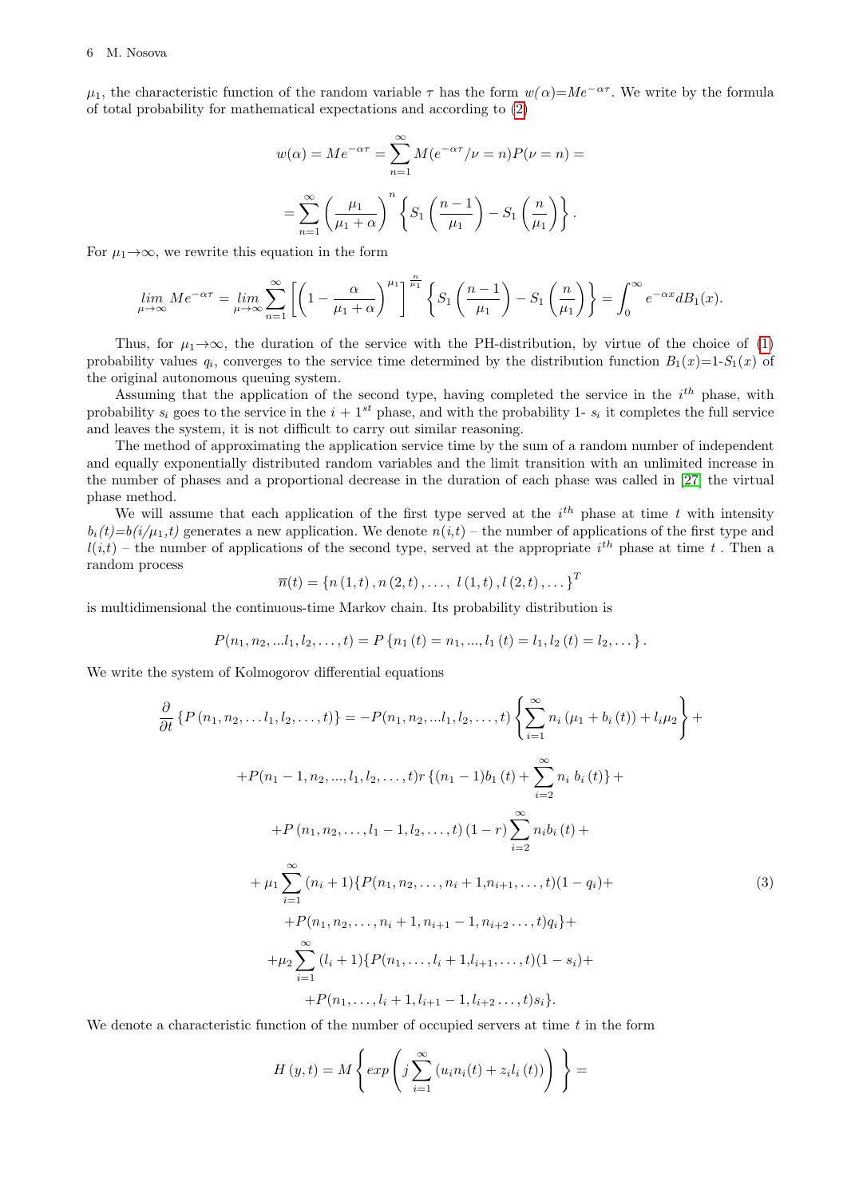$\mu_1$, the characteristic function of the random variable $\tau$ has the form $w(\alpha)=Me^{-\alpha\tau}$. We write by the formula of total probability for mathematical expectations and according to (2)

$$w(\alpha) = Me^{-\alpha\tau} = \sum_{n=1}^{\infty} M(e^{-\alpha\tau}/\nu = n)P(\nu = n) =$$

$$= \sum_{n=1}^{\infty} \left(\frac{\mu_1}{\mu_1+\alpha}\right)^n \left\{ S_1\left(\frac{n-1}{\mu_1}\right) - S_1\left(\frac{n}{\mu_1}\right) \right\}.$$

For $\mu_1 \to \infty$, we rewrite this equation in the form

$$\lim_{\mu \to \infty} Me^{-\alpha\tau} = \lim_{\mu \to \infty} \sum_{n=1}^{\infty} \left[ \left(1 - \frac{\alpha}{\mu_1+\alpha}\right)^{\mu_1} \right]^{\frac{n}{\mu_1}} \left\{ S_1\left(\frac{n-1}{\mu_1}\right) - S_1\left(\frac{n}{\mu_1}\right) \right\} = \int_0^{\infty} e^{-\alpha x} dB_1(x).$$

Thus, for $\mu_1 \to \infty$, the duration of the service with the PH-distribution, by virtue of the choice of (1) probability values $q_i$, converges to the service time determined by the distribution function $B_1(x)$=1-$S_1(x)$ of the original autonomous queuing system.

Assuming that the application of the second type, having completed the service in the $i^{th}$ phase, with probability $s_i$ goes to the service in the $i+1^{st}$ phase, and with the probability 1- $s_i$ it completes the full service and leaves the system, it is not difficult to carry out similar reasoning.

The method of approximating the application service time by the sum of a random number of independent and equally exponentially distributed random variables and the limit transition with an unlimited increase in the number of phases and a proportional decrease in the duration of each phase was called in [27] the virtual phase method.

We will assume that each application of the first type served at the $i^{th}$ phase at time $t$ with intensity $b_i(t)$=$b(i/\mu_1,t)$ generates a new application. We denote $n(i,t)$ – the number of applications of the first type and $l(i,t)$ – the number of applications of the second type, served at the appropriate $i^{th}$ phase at time $t$ . Then a random process

$$\overline{n}(t) = \{n(1,t), n(2,t), \ldots, \; l(1,t), l(2,t), \ldots\}^T$$

is multidimensional the continuous-time Markov chain. Its probability distribution is

$$P(n_1, n_2, \ldots l_1, l_2, \ldots, t) = P\{n_1(t) = n_1, \ldots, l_1(t) = l_1, l_2(t) = l_2, \ldots\}.$$

We write the system of Kolmogorov differential equations

$$\begin{gathered}
\frac{\partial}{\partial t}\{P(n_1, n_2, \ldots l_1, l_2, \ldots, t)\} = -P(n_1, n_2, \ldots l_1, l_2, \ldots, t)\left\{ \sum_{i=1}^{\infty} n_i(\mu_1 + b_i(t)) + l_i\mu_2 \right\} + \\
+P(n_1-1, n_2, \ldots, l_1, l_2, \ldots, t)r\{(n_1-1)b_1(t) + \sum_{i=2}^{\infty} n_i\, b_i(t)\} + \\
+P(n_1, n_2, \ldots, l_1-1, l_2, \ldots, t)(1-r)\sum_{i=2}^{\infty} n_i b_i(t) + \\
+\mu_1 \sum_{i=1}^{\infty}(n_i+1)\{P(n_1, n_2, \ldots, n_i+1, n_{i+1}, \ldots, t)(1-q_i) + \\
+P(n_1, n_2, \ldots, n_i+1, n_{i+1}-1, n_{i+2}\ldots, t)q_i\} + \\
+\mu_2 \sum_{i=1}^{\infty}(l_i+1)\{P(n_1, \ldots, l_i+1, l_{i+1}, \ldots, t)(1-s_i) + \\
+P(n_1, \ldots, l_i+1, l_{i+1}-1, l_{i+2}\ldots, t)s_i\}.
\end{gathered} \tag{3}$$

We denote a characteristic function of the number of occupied servers at time $t$ in the form

$$H(y,t) = M\left\{ exp\left( j\sum_{i=1}^{\infty}(u_i n_i(t) + z_i l_i(t)) \right) \right\} =$$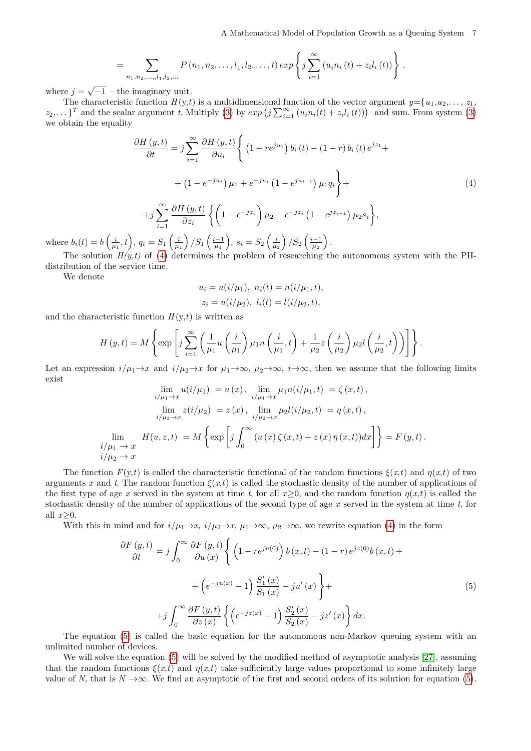$$= \sum_{n_1,n_2,\ldots,l_1,l_2,\ldots} P\left(n_1,n_2,\ldots,l_1,l_2,\ldots,t\right) exp\left\{ j\sum_{i=1}^{\infty}\left(u_i n_i\left(t\right)+z_i l_i\left(t\right)\right)\right\},$$

where $j=\sqrt{-1}$ – the imaginary unit.

The characteristic function $H$(y,$t$) is a multidimensional function of the vector argument $y$={$u_1$,$u_2$,..., $z_1$, $z_2$,...}$^T$ and the scalar argument $t$. Multiply (3) by $exp\left(j\sum_{i=1}^{\infty}\left(u_i n_i(t)+z_i l_i\left(t\right)\right)\right)$ and sum. From system (3) we obtain the equality

$$\begin{aligned}
\frac{\partial H\left(y,t\right)}{\partial t} &= j\sum_{i=1}^{\infty}\frac{\partial H\left(y,t\right)}{\partial u_i}\Bigg\{\left(1-re^{ju_1}\right)b_i\left(t\right)-\left(1-r\right)b_i\left(t\right)e^{jz_1}+ \\
&\quad+\left(1-e^{-ju_i}\right)\mu_1+e^{-ju_i}\left(1-e^{ju_{i-1}}\right)\mu_1 q_i\Bigg\}+ \\
&\quad+j\sum_{i=1}^{\infty}\frac{\partial H\left(y,t\right)}{\partial z_i}\left\{\left(1-e^{-jz_i}\right)\mu_2-e^{-jz_i}\left(1-e^{jz_{i-1}}\right)\mu_2 s_i\right\},
\end{aligned}\tag{4}$$

where $b_i(t)=b\left(\frac{i}{\mu_1},t\right)$, $q_i=S_1\left(\frac{i}{\mu_1}\right)/S_1\left(\frac{i-1}{\mu_1}\right)$, $s_i=S_2\left(\frac{i}{\mu_2}\right)/S_2\left(\frac{i-1}{\mu_2}\right)$.

The solution $H(y,t)$ of (4) determines the problem of researching the autonomous system with the PH-distribution of the service time.

We denote

$$u_i=u(i/\mu_1),\ n_i(t)=n(i/\mu_1,t),$$
$$z_i=u(i/\mu_2),\ l_i(t)=l(i/\mu_2,t),$$

and the characteristic function $H$(y,$t$) is written as

$$H\left(y,t\right)=M\left\{\exp\left[j\sum_{i=1}^{\infty}\left(\frac{1}{\mu_1}u\left(\frac{i}{\mu_1}\right)\mu_1 n\left(\frac{i}{\mu_1},t\right)+\frac{1}{\mu_2}z\left(\frac{i}{\mu_2}\right)\mu_2 l\left(\frac{i}{\mu_2},t\right)\right)\right]\right\}.$$

Let an expression $i/\mu_1\to x$ and $i/\mu_2\to x$ for $\mu_1\to\infty$, $\mu_2\to\infty$, $i\to\infty$, then we assume that the following limits exist

$$\lim_{i/\mu_1\to x}u(i/\mu_1)=u\left(x\right),\ \lim_{i/\mu_1\to x}\mu_1 n(i/\mu_1,t)=\zeta\left(x,t\right),$$
$$\lim_{i/\mu_2\to x}z(i/\mu_2)=z\left(x\right),\ \lim_{i/\mu_2\to x}\mu_2 l(i/\mu_2,t)=\eta\left(x,t\right),$$
$$\lim_{\substack{i/\mu_1\to x\\ i/\mu_2\to x}}H(u,z,t)=M\left\{\exp\left[j\int_0^{\infty}\left(u\left(x\right)\zeta\left(x,t\right)+z\left(x\right)\eta\left(x,t\right)\right)dx\right]\right\}=F\left(y,t\right).$$

The function $F$(y,$t$) is called the characteristic functional of the random functions $\xi(x,t)$ and $\eta(x,t)$ of two arguments $x$ and $t$. The random function $\xi(x,t)$ is called the stochastic density of the number of applications of the first type of age $x$ served in the system at time $t$, for all $x\geq0$, and the random function $\eta(x,t)$ is called the stochastic density of the number of applications of the second type of age $x$ served in the system at time $t$, for all $x\geq0$.

With this in mind and for $i/\mu_1\to x$, $i/\mu_2\to x$, $\mu_1\to\infty$, $\mu_2\to\infty$, we rewrite equation (4) in the form

$$\begin{aligned}
\frac{\partial F\left(y,t\right)}{\partial t} &= j\int_0^{\infty}\frac{\partial F\left(y,t\right)}{\partial u\left(x\right)}\Bigg\{\left(1-re^{ju(0)}\right)b\left(x,t\right)-\left(1-r\right)e^{jz(0)}b\left(x,t\right)+ \\
&\quad+\left(e^{-ju(x)}-1\right)\frac{S_1'\left(x\right)}{S_1\left(x\right)}-ju'\left(x\right)\Bigg\}+ \\
&\quad+j\int_0^{\infty}\frac{\partial F\left(y,t\right)}{\partial z\left(x\right)}\left\{\left(e^{-jz(x)}-1\right)\frac{S_2'\left(x\right)}{S_2\left(x\right)}-jz'\left(x\right)\right\}dx.
\end{aligned}\tag{5}$$

The equation (5) is called the basic equation for the autonomous non-Markov queuing system with an unlimited number of devices.

We will solve the equation (5) will be solved by the modified method of asymptotic analysis [27], assuming that the random functions $\xi(x,t)$ and $\eta(x,t)$ take sufficiently large values proportional to some infinitely large value of $N$, that is $N\to\infty$. We find an asymptotic of the first and second orders of its solution for equation (5).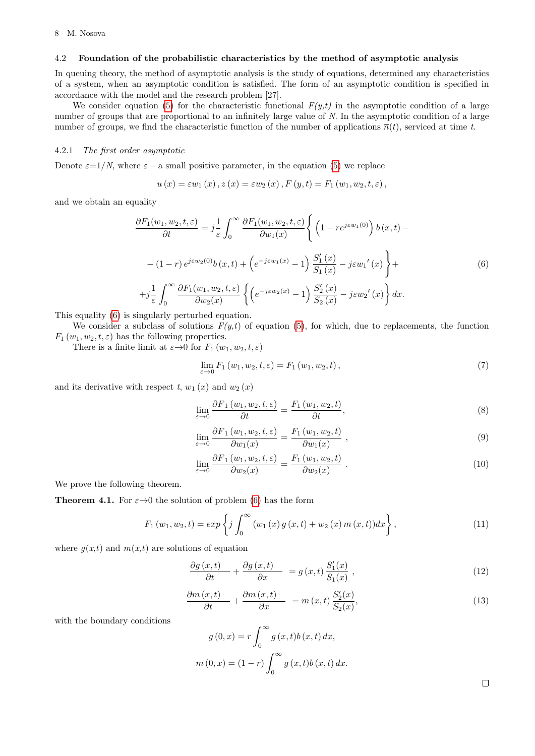### 4.2 Foundation of the probabilistic characteristics by the method of asymptotic analysis

In queuing theory, the method of asymptotic analysis is the study of equations, determined any characteristics of a system, when an asymptotic condition is satisfied. The form of an asymptotic condition is specified in accordance with the model and the research problem [27].

We consider equation (5) for the characteristic functional *F(y,t)* in the asymptotic condition of a large number of groups that are proportional to an infinitely large value of *N*. In the asymptotic condition of a large number of groups, we find the characteristic function of the number of applications $\overline{n}(t)$, serviced at time *t*.

#### 4.2.1 *The first order asymptotic*

Denote $\varepsilon$=1/*N*, where $\varepsilon$ – a small positive parameter, in the equation (5) we replace

$$u(x) = \varepsilon w_1(x), z(x) = \varepsilon w_2(x), F(y,t) = F_1(w_1, w_2, t, \varepsilon),$$

and we obtain an equality

$$\frac{\partial F_1(w_1, w_2, t, \varepsilon)}{\partial t} = j\frac{1}{\varepsilon}\int_0^\infty \frac{\partial F_1(w_1, w_2, t, \varepsilon)}{\partial w_1(x)}\left\{\left(1 - re^{j\varepsilon w_1(0)}\right)b(x,t) - \right.$$

$$\left. -(1-r)e^{j\varepsilon w_2(0)}b(x,t) + \left(e^{-j\varepsilon w_1(x)} - 1\right)\frac{S_1'(x)}{S_1(x)} - j\varepsilon w_1{}'(x)\right\} + \tag{6}$$

$$+j\frac{1}{\varepsilon}\int_0^\infty \frac{\partial F_1(w_1, w_2, t, \varepsilon)}{\partial w_2(x)}\left\{\left(e^{-j\varepsilon w_2(x)} - 1\right)\frac{S_2'(x)}{S_2(x)} - j\varepsilon w_2{}'(x)\right\}dx.$$

This equality (6) is singularly perturbed equation.

We consider a subclass of solutions *F(y,t)* of equation (5), for which, due to replacements, the function $F_1(w_1, w_2, t, \varepsilon)$ has the following properties.

There is a finite limit at $\varepsilon \to 0$ for $F_1(w_1, w_2, t, \varepsilon)$

$$\lim_{\varepsilon \to 0} F_1(w_1, w_2, t, \varepsilon) = F_1(w_1, w_2, t), \tag{7}$$

and its derivative with respect $t$, $w_1(x)$ and $w_2(x)$

$$\lim_{\varepsilon \to 0} \frac{\partial F_1(w_1, w_2, t, \varepsilon)}{\partial t} = \frac{F_1(w_1, w_2, t)}{\partial t}, \tag{8}$$

$$\lim_{\varepsilon \to 0} \frac{\partial F_1(w_1, w_2, t, \varepsilon)}{\partial w_1(x)} = \frac{F_1(w_1, w_2, t)}{\partial w_1(x)}, \tag{9}$$

$$\lim_{\varepsilon \to 0} \frac{\partial F_1(w_1, w_2, t, \varepsilon)}{\partial w_2(x)} = \frac{F_1(w_1, w_2, t)}{\partial w_2(x)}. \tag{10}$$

We prove the following theorem.

**Theorem 4.1.** For $\varepsilon \to 0$ the solution of problem (6) has the form

$$F_1(w_1, w_2, t) = exp\left\{j\int_0^\infty (w_1(x)g(x,t) + w_2(x)m(x,t))dx\right\}, \tag{11}$$

where *g(x,t)* and *m(x,t)* are solutions of equation

$$\frac{\partial g(x,t)}{\partial t} + \frac{\partial g(x,t)}{\partial x} = g(x,t)\frac{S_1'(x)}{S_1(x)}, \tag{12}$$

$$\frac{\partial m(x,t)}{\partial t} + \frac{\partial m(x,t)}{\partial x} = m(x,t)\frac{S_2'(x)}{S_2(x)}, \tag{13}$$

with the boundary conditions

$$g(0,x) = r\int_0^\infty g(x,t)b(x,t)\,dx,$$

$$m(0,x) = (1-r)\int_0^\infty g(x,t)b(x,t)\,dx.$$

□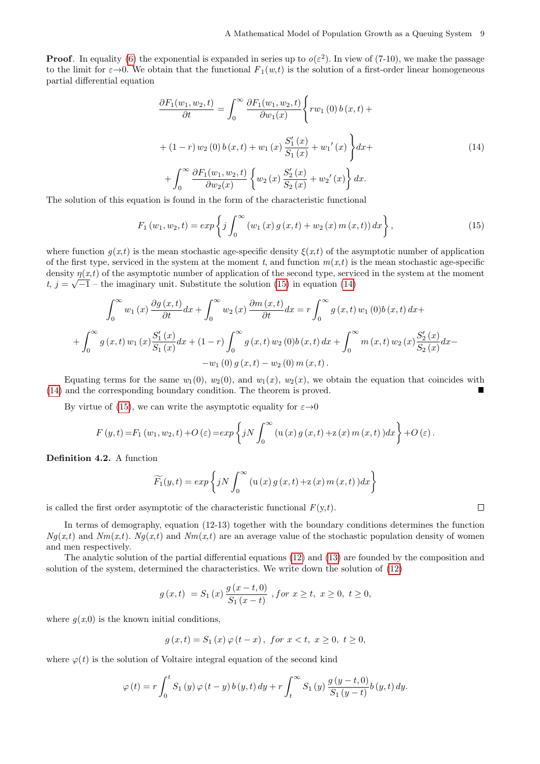**Proof**. In equality (6) the exponential is expanded in series up to $o(\varepsilon^2)$. In view of (7-10), we make the passage to the limit for $\varepsilon\to 0$. We obtain that the functional $F_1(w,t)$ is the solution of a first-order linear homogeneous partial differential equation

$$\frac{\partial F_1(w_1,w_2,t)}{\partial t} = \int_0^\infty \frac{\partial F_1(w_1,w_2,t)}{\partial w_1(x)}\Bigg\{ r w_1(0)\, b(x,t) + (1-r)\, w_2(0)\, b(x,t) + w_1(x)\frac{S_1'(x)}{S_1(x)} + w_1{}'(x)\Bigg\}dx + \int_0^\infty \frac{\partial F_1(w_1,w_2,t)}{\partial w_2(x)}\left\{ w_2(x)\frac{S_2'(x)}{S_2(x)} + w_2{}'(x)\right\}dx. \tag{14}$$

The solution of this equation is found in the form of the characteristic functional

$$F_1(w_1,w_2,t) = exp\left\{ j\int_0^\infty \left(w_1(x)\, g(x,t) + w_2(x)\, m(x,t)\right)dx\right\}, \tag{15}$$

where function $g(x,t)$ is the mean stochastic age-specific density $\xi(x,t)$ of the asymptotic number of application of the first type, serviced in the system at the moment $t$, and function $m(x,t)$ is the mean stochastic age-specific density $\eta(x,t)$ of the asymptotic number of application of the second type, serviced in the system at the moment $t$, $j=\sqrt{-1}$ – the imaginary unit. Substitute the solution (15) in equation (14)

$$\int_0^\infty w_1(x)\frac{\partial g(x,t)}{\partial t}dx + \int_0^\infty w_2(x)\frac{\partial m(x,t)}{\partial t}dx = r\int_0^\infty g(x,t)\, w_1(0) b(x,t)\, dx + \int_0^\infty g(x,t)\, w_1(x)\frac{S_1'(x)}{S_1(x)}dx + (1-r)\int_0^\infty g(x,t)\, w_2(0) b(x,t)\, dx + \int_0^\infty m(x,t)\, w_2(x)\frac{S_2'(x)}{S_2(x)}dx - w_1(0)\, g(x,t) - w_2(0)\, m(x,t).$$

Equating terms for the same $w_1(0)$, $w_2(0)$, and $w_1(x)$, $w_2(x)$, we obtain the equation that coincides with (14) and the corresponding boundary condition. The theorem is proved. ■

By virtue of (15), we can write the asymptotic equality for $\varepsilon\to 0$

$$F(y,t) = F_1(w_1,w_2,t) + O(\varepsilon) = exp\left\{ jN\int_0^\infty \left(\mathrm{u}(x)\, g(x,t) + \mathrm{z}(x)\, m(x,t)\right)dx\right\} + O(\varepsilon).$$

**Definition 4.2.** A function

$$\widetilde{F_1}(y,t) = exp\left\{ jN\int_0^\infty \left(\mathrm{u}(x)\, g(x,t) + \mathrm{z}(x)\, m(x,t)\right)dx\right\}$$

is called the first order asymptotic of the characteristic functional $F(y,t)$. □

In terms of demography, equation (12-13) together with the boundary conditions determines the function $Ng(x,t)$ and $Nm(x,t)$. $Ng(x,t)$ and $Nm(x,t)$ are an average value of the stochastic population density of women and men respectively.

The analytic solution of the partial differential equations (12) and (13) are founded by the composition and solution of the system, determined the characteristics. We write down the solution of (12)

$$g(x,t) = S_1(x)\frac{g(x-t,0)}{S_1(x-t)}\ ,\, for\ x\geq t,\ x\geq 0,\ t\geq 0,$$

where $g(x,0)$ is the known initial conditions,

$$g(x,t) = S_1(x)\,\varphi(t-x),\ for\ x<t,\ x\geq 0,\ t\geq 0,$$

where $\varphi(t)$ is the solution of Voltaire integral equation of the second kind

$$\varphi(t) = r\int_0^t S_1(y)\,\varphi(t-y)\, b(y,t)\, dy + r\int_t^\infty S_1(y)\frac{g(y-t,0)}{S_1(y-t)}b(y,t)\, dy.$$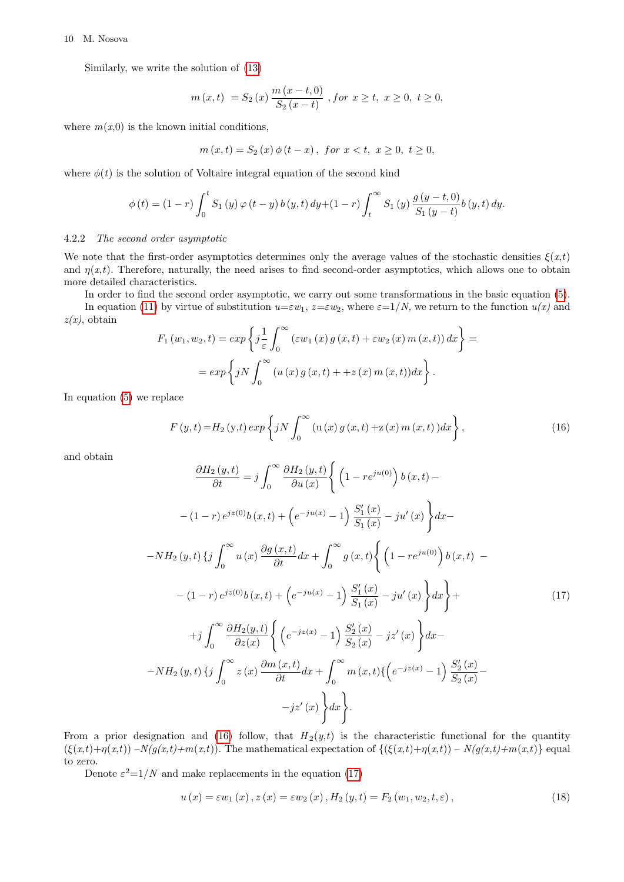Similarly, we write the solution of (13)

$$m\left(x,t\right) \ = S_2\left(x\right)\frac{m\left(x-t,0\right)}{S_2\left(x-t\right)}\ , for\ x\geq t,\ x\geq 0,\ t\geq 0,$$

where $m(x,0)$ is the known initial conditions,

$$m\left(x,t\right) = S_2\left(x\right)\phi\left(t-x\right),\ for\ x<t,\ x\geq 0,\ t\geq 0,$$

where $\phi(t)$ is the solution of Voltaire integral equation of the second kind

$$\phi\left(t\right) = \left(1-r\right)\int_0^t S_1\left(y\right)\varphi\left(t-y\right)b\left(y,t\right)dy+\left(1-r\right)\int_t^\infty S_1\left(y\right)\frac{g\left(y-t,0\right)}{S_1\left(y-t\right)}b\left(y,t\right)dy.$$

#### 4.2.2 *The second order asymptotic*

We note that the first-order asymptotics determines only the average values of the stochastic densities $\xi(x,t)$ and $\eta(x,t)$. Therefore, naturally, the need arises to find second-order asymptotics, which allows one to obtain more detailed characteristics.

In order to find the second order asymptotic, we carry out some transformations in the basic equation (5).

In equation (11) by virtue of substitution $u=\varepsilon w_1$, $z=\varepsilon w_2$, where $\varepsilon=1/N$, we return to the function $u(x)$ and $z(x)$, obtain

$$F_1\left(w_1,w_2,t\right) = exp\left\{j\frac{1}{\varepsilon}\int_0^\infty\left(\varepsilon w_1\left(x\right)g\left(x,t\right)+\varepsilon w_2\left(x\right)m\left(x,t\right)\right)dx\right\} =$$
$$= exp\left\{jN\int_0^\infty\left(u\left(x\right)g\left(x,t\right)+ +z\left(x\right)m\left(x,t\right)\right)dx\right\}.$$

In equation (5) we replace

$$F\left(y,t\right)=H_2\left(\text{y,t}\right)exp\left\{jN\int_0^\infty\left(\text{u}\left(x\right)g\left(x,t\right)+\text{z}\left(x\right)m\left(x,t\right)\right)dx\right\}, \tag{16}$$

and obtain

$$\begin{aligned}
\frac{\partial H_2\left(y,t\right)}{\partial t} &= j\int_0^\infty\frac{\partial H_2\left(y,t\right)}{\partial u\left(x\right)}\left\{\left(1-re^{ju(0)}\right)b\left(x,t\right)-\right.\\
&\left.-\left(1-r\right)e^{jz(0)}b\left(x,t\right)+\left(e^{-ju(x)}-1\right)\frac{S_1'\left(x\right)}{S_1\left(x\right)}-ju'\left(x\right)\right\}dx-\\
&-NH_2\left(y,t\right)\left\{j\int_0^\infty u\left(x\right)\frac{\partial g\left(x,t\right)}{\partial t}dx+\int_0^\infty g\left(x,t\right)\left\{\left(1-re^{ju(0)}\right)b\left(x,t\right)\ -\right.\right.\\
&\left.\left.-\left(1-r\right)e^{jz(0)}b\left(x,t\right)+\left(e^{-ju(x)}-1\right)\frac{S_1'\left(x\right)}{S_1\left(x\right)}-ju'\left(x\right)\right\}dx\right\}+\\
&+j\int_0^\infty\frac{\partial H_2(y,t)}{\partial z(x)}\left\{\left(e^{-jz(x)}-1\right)\frac{S_2'\left(x\right)}{S_2\left(x\right)}-jz'\left(x\right)\right\}dx-\\
&-NH_2\left(y,t\right)\left\{j\int_0^\infty z\left(x\right)\frac{\partial m\left(x,t\right)}{\partial t}dx+\int_0^\infty m\left(x,t\right)\left\{\left(e^{-jz(x)}-1\right)\frac{S_2'\left(x\right)}{S_2\left(x\right)}-\right.\right.\\
&\left.\left.-jz'\left(x\right)\right\}dx\right\}.
\end{aligned} \tag{17}$$

From a prior designation and (16) follow, that $H_2(y,t)$ is the characteristic functional for the quantity $(\xi(x,t)+\eta(x,t))$ $-N(g(x,t)+m(x,t))$. The mathematical expectation of $\{(\xi(x,t)+\eta(x,t))$ – $N(g(x,t)+m(x,t)\}$ equal to zero.

Denote $\varepsilon^2=1/N$ and make replacements in the equation (17)

$$u\left(x\right) = \varepsilon w_1\left(x\right), z\left(x\right) = \varepsilon w_2\left(x\right), H_2\left(y,t\right) = F_2\left(w_1,w_2,t,\varepsilon\right), \tag{18}$$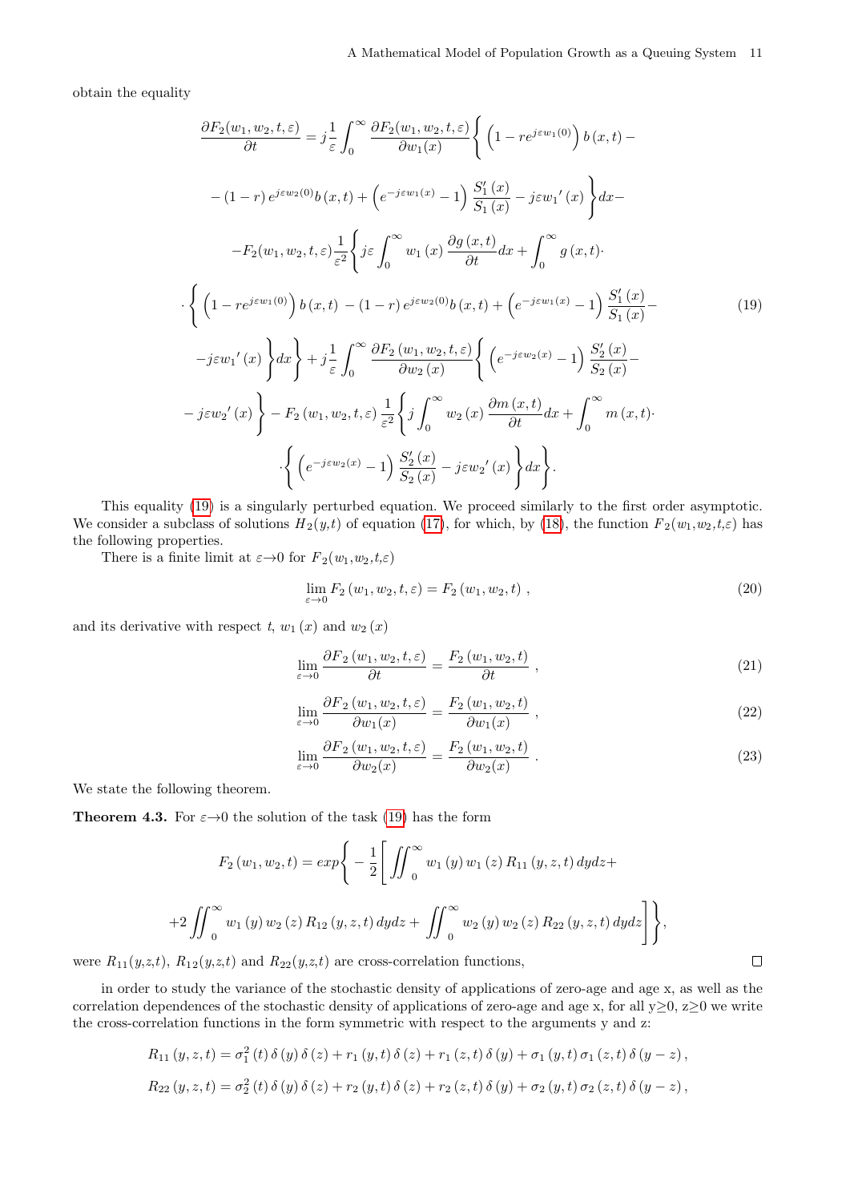obtain the equality

$$
\begin{aligned}
\frac{\partial F_2(w_1,w_2,t,\varepsilon)}{\partial t} = j\frac{1}{\varepsilon}\int_0^\infty \frac{\partial F_2(w_1,w_2,t,\varepsilon)}{\partial w_1(x)}\Bigg\{ \left(1-re^{j\varepsilon w_1(0)}\right)b\left(x,t\right)- \\
-\left(1-r\right)e^{j\varepsilon w_2(0)}b\left(x,t\right)+\left(e^{-j\varepsilon w_1(x)}-1\right)\frac{S_1'\left(x\right)}{S_1\left(x\right)}-j\varepsilon {w_1}'\left(x\right)\Bigg\}dx- \\
-F_2(w_1,w_2,t,\varepsilon)\frac{1}{\varepsilon^2}\Bigg\{ j\varepsilon\int_0^\infty w_1\left(x\right)\frac{\partial g\left(x,t\right)}{\partial t}dx+\int_0^\infty g\left(x,t\right)\cdot \\
\cdot\Bigg\{\left(1-re^{j\varepsilon w_1(0)}\right)b\left(x,t\right)-\left(1-r\right)e^{j\varepsilon w_2(0)}b\left(x,t\right)+\left(e^{-j\varepsilon w_1(x)}-1\right)\frac{S_1'\left(x\right)}{S_1\left(x\right)}- \\
-j\varepsilon {w_1}'\left(x\right)\Bigg\}dx\Bigg\}+j\frac{1}{\varepsilon}\int_0^\infty \frac{\partial F_2\left(w_1,w_2,t,\varepsilon\right)}{\partial w_2\left(x\right)}\Bigg\{\left(e^{-j\varepsilon w_2(x)}-1\right)\frac{S_2'\left(x\right)}{S_2\left(x\right)}- \\
-j\varepsilon {w_2}'\left(x\right)\Bigg\}-F_2\left(w_1,w_2,t,\varepsilon\right)\frac{1}{\varepsilon^2}\Bigg\{j\int_0^\infty w_2\left(x\right)\frac{\partial m\left(x,t\right)}{\partial t}dx+\int_0^\infty m\left(x,t\right)\cdot \\
\cdot\Bigg\{\left(e^{-j\varepsilon w_2(x)}-1\right)\frac{S_2'\left(x\right)}{S_2\left(x\right)}-j\varepsilon {w_2}'\left(x\right)\Bigg\}dx\Bigg\}.
\end{aligned}
\tag{19}
$$

This equality (19) is a singularly perturbed equation. We proceed similarly to the first order asymptotic. We consider a subclass of solutions $H_2(y,t)$ of equation (17), for which, by (18), the function $F_2(w_1,w_2,t,\varepsilon)$ has the following properties.

There is a finite limit at $\varepsilon\to 0$ for $F_2(w_1,w_2,t,\varepsilon)$

$$
\lim_{\varepsilon\to 0} F_2\left(w_1,w_2,t,\varepsilon\right)=F_2\left(w_1,w_2,t\right), \tag{20}
$$

and its derivative with respect $t$, $w_1\left(x\right)$ and $w_2\left(x\right)$

$$
\lim_{\varepsilon\to 0}\frac{\partial F_2\left(w_1,w_2,t,\varepsilon\right)}{\partial t}=\frac{F_2\left(w_1,w_2,t\right)}{\partial t}, \tag{21}
$$

$$
\lim_{\varepsilon\to 0}\frac{\partial F_2\left(w_1,w_2,t,\varepsilon\right)}{\partial w_1(x)}=\frac{F_2\left(w_1,w_2,t\right)}{\partial w_1(x)}, \tag{22}
$$

$$
\lim_{\varepsilon\to 0}\frac{\partial F_2\left(w_1,w_2,t,\varepsilon\right)}{\partial w_2(x)}=\frac{F_2\left(w_1,w_2,t\right)}{\partial w_2(x)}. \tag{23}
$$

We state the following theorem.

**Theorem 4.3.** For $\varepsilon\to 0$ the solution of the task (19) has the form

$$
\begin{aligned}
F_2\left(w_1,w_2,t\right)=exp\Bigg\{-\frac{1}{2}\Bigg[\iint_0^\infty w_1\left(y\right)w_1\left(z\right)R_{11}\left(y,z,t\right)dydz+ \\
+2\iint_0^\infty w_1\left(y\right)w_2\left(z\right)R_{12}\left(y,z,t\right)dydz+\iint_0^\infty w_2\left(y\right)w_2\left(z\right)R_{22}\left(y,z,t\right)dydz\Bigg]\Bigg\},
\end{aligned}
$$

were $R_{11}(y,z,t)$, $R_{12}(y,z,t)$ and $R_{22}(y,z,t)$ are cross-correlation functions, □

in order to study the variance of the stochastic density of applications of zero-age and age x, as well as the correlation dependences of the stochastic density of applications of zero-age and age x, for all y≥0, z≥0 we write the cross-correlation functions in the form symmetric with respect to the arguments y and z:

$$
R_{11}\left(y,z,t\right)=\sigma_1^2\left(t\right)\delta\left(y\right)\delta\left(z\right)+r_1\left(y,t\right)\delta\left(z\right)+r_1\left(z,t\right)\delta\left(y\right)+\sigma_1\left(y,t\right)\sigma_1\left(z,t\right)\delta\left(y-z\right),
$$

$$
R_{22}\left(y,z,t\right)=\sigma_2^2\left(t\right)\delta\left(y\right)\delta\left(z\right)+r_2\left(y,t\right)\delta\left(z\right)+r_2\left(z,t\right)\delta\left(y\right)+\sigma_2\left(y,t\right)\sigma_2\left(z,t\right)\delta\left(y-z\right),
$$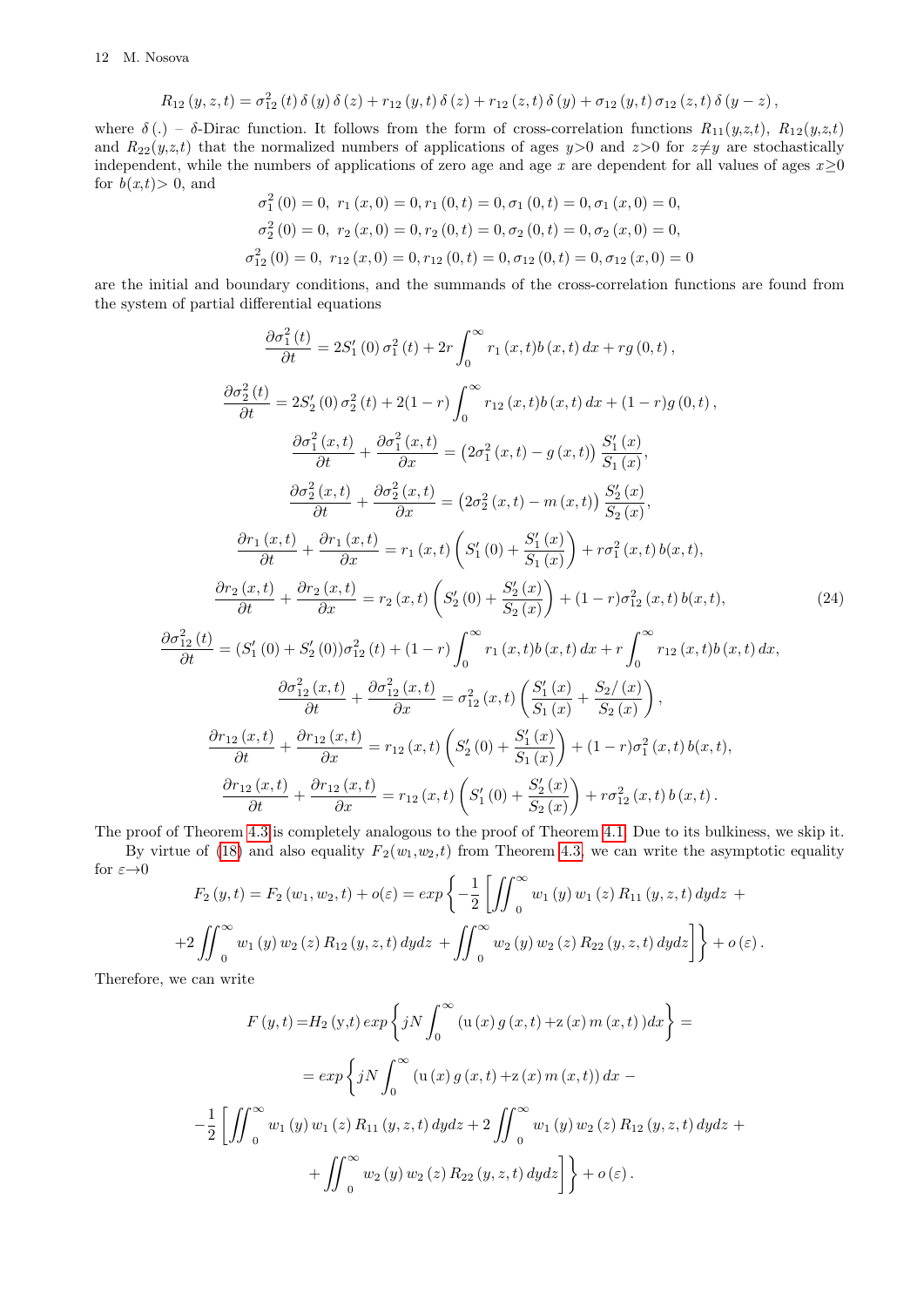$$R_{12}(y,z,t) = \sigma_{12}^2(t)\,\delta(y)\,\delta(z) + r_{12}(y,t)\,\delta(z) + r_{12}(z,t)\,\delta(y) + \sigma_{12}(y,t)\,\sigma_{12}(z,t)\,\delta(y-z),$$

where $\delta(.)$ – $\delta$-Dirac function. It follows from the form of cross-correlation functions $R_{11}(y,z,t)$, $R_{12}(y,z,t)$ and $R_{22}(y,z,t)$ that the normalized numbers of applications of ages $y>0$ and $z>0$ for $z\neq y$ are stochastically independent, while the numbers of applications of zero age and age $x$ are dependent for all values of ages $x\geq 0$ for $b(x,t)>0$, and

$$\sigma_1^2(0) = 0,\ r_1(x,0) = 0, r_1(0,t) = 0, \sigma_1(0,t) = 0, \sigma_1(x,0) = 0,$$

$$\sigma_2^2(0) = 0,\ r_2(x,0) = 0, r_2(0,t) = 0, \sigma_2(0,t) = 0, \sigma_2(x,0) = 0,$$

$$\sigma_{12}^2(0) = 0,\ r_{12}(x,0) = 0, r_{12}(0,t) = 0, \sigma_{12}(0,t) = 0, \sigma_{12}(x,0) = 0$$

are the initial and boundary conditions, and the summands of the cross-correlation functions are found from the system of partial differential equations

$$\frac{\partial \sigma_1^2(t)}{\partial t} = 2S_1'(0)\,\sigma_1^2(t) + 2r\int_0^\infty r_1(x,t)b(x,t)\,dx + rg(0,t),$$

$$\frac{\partial \sigma_2^2(t)}{\partial t} = 2S_2'(0)\,\sigma_2^2(t) + 2(1-r)\int_0^\infty r_{12}(x,t)b(x,t)\,dx + (1-r)g(0,t),$$

$$\frac{\partial \sigma_1^2(x,t)}{\partial t} + \frac{\partial \sigma_1^2(x,t)}{\partial x} = \left(2\sigma_1^2(x,t) - g(x,t)\right)\frac{S_1'(x)}{S_1(x)},$$

$$\frac{\partial \sigma_2^2(x,t)}{\partial t} + \frac{\partial \sigma_2^2(x,t)}{\partial x} = \left(2\sigma_2^2(x,t) - m(x,t)\right)\frac{S_2'(x)}{S_2(x)},$$

$$\frac{\partial r_1(x,t)}{\partial t} + \frac{\partial r_1(x,t)}{\partial x} = r_1(x,t)\left(S_1'(0) + \frac{S_1'(x)}{S_1(x)}\right) + r\sigma_1^2(x,t)\,b(x,t),$$

$$\frac{\partial r_2(x,t)}{\partial t} + \frac{\partial r_2(x,t)}{\partial x} = r_2(x,t)\left(S_2'(0) + \frac{S_2'(x)}{S_2(x)}\right) + (1-r)\sigma_{12}^2(x,t)\,b(x,t), \tag{24}$$

$$\frac{\partial \sigma_{12}^2(t)}{\partial t} = (S_1'(0) + S_2'(0))\sigma_{12}^2(t) + (1-r)\int_0^\infty r_1(x,t)b(x,t)\,dx + r\int_0^\infty r_{12}(x,t)b(x,t)\,dx,$$

$$\frac{\partial \sigma_{12}^2(x,t)}{\partial t} + \frac{\partial \sigma_{12}^2(x,t)}{\partial x} = \sigma_{12}^2(x,t)\left(\frac{S_1'(x)}{S_1(x)} + \frac{S_2/(x)}{S_2(x)}\right),$$

$$\frac{\partial r_{12}(x,t)}{\partial t} + \frac{\partial r_{12}(x,t)}{\partial x} = r_{12}(x,t)\left(S_2'(0) + \frac{S_1'(x)}{S_1(x)}\right) + (1-r)\sigma_1^2(x,t)\,b(x,t),$$

$$\frac{\partial r_{12}(x,t)}{\partial t} + \frac{\partial r_{12}(x,t)}{\partial x} = r_{12}(x,t)\left(S_1'(0) + \frac{S_2'(x)}{S_2(x)}\right) + r\sigma_{12}^2(x,t)\,b(x,t).$$

The proof of Theorem 4.3 is completely analogous to the proof of Theorem 4.1. Due to its bulkiness, we skip it.

By virtue of (18) and also equality $F_2(w_1,w_2,t)$ from Theorem 4.3, we can write the asymptotic equality for $\varepsilon\to 0$

$$F_2(y,t) = F_2(w_1,w_2,t) + o(\varepsilon) = exp\left\{-\frac{1}{2}\left[\iint_0^\infty w_1(y)\,w_1(z)\,R_{11}(y,z,t)\,dydz\ + \right.\right.$$

$$\left.\left. +2\iint_0^\infty w_1(y)\,w_2(z)\,R_{12}(y,z,t)\,dydz\ + \iint_0^\infty w_2(y)\,w_2(z)\,R_{22}(y,z,t)\,dydz\right]\right\} + o(\varepsilon).$$

Therefore, we can write

$$F(y,t) = H_2(\mathrm{y},t)\,exp\left\{jN\int_0^\infty (\mathrm{u}(x)\,g(x,t) + \mathrm{z}(x)\,m(x,t))dx\right\} =$$

$$= exp\left\{jN\int_0^\infty (\mathrm{u}(x)\,g(x,t) + \mathrm{z}(x)\,m(x,t))\,dx\ - \right.$$

$$-\frac{1}{2}\left[\iint_0^\infty w_1(y)\,w_1(z)\,R_{11}(y,z,t)\,dydz + 2\iint_0^\infty w_1(y)\,w_2(z)\,R_{12}(y,z,t)\,dydz\ + \right.$$

$$\left.\left. +\iint_0^\infty w_2(y)\,w_2(z)\,R_{22}(y,z,t)\,dydz\right]\right\} + o(\varepsilon).$$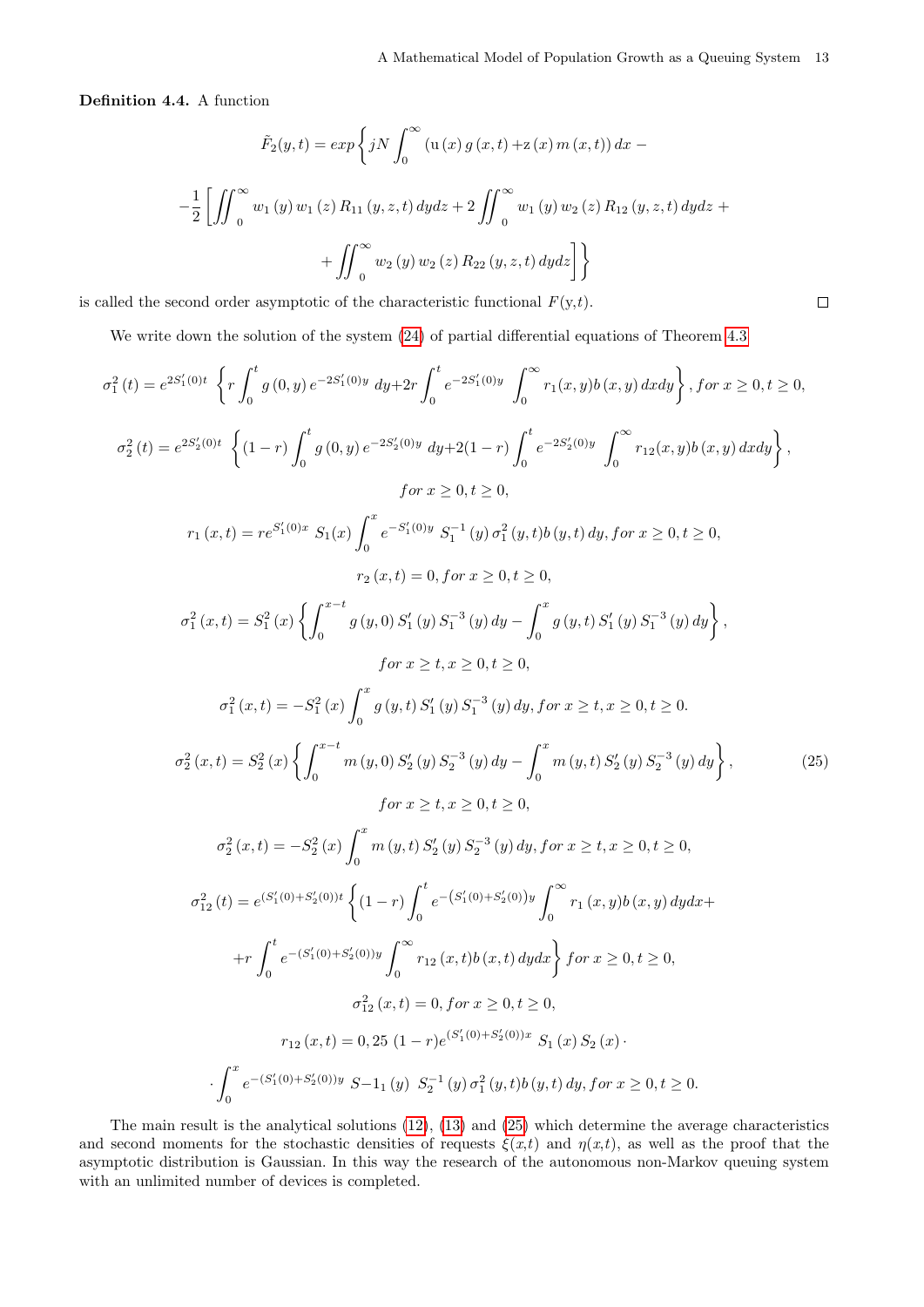**Definition 4.4.** A function

$$\tilde{F}_2(y,t) = exp\bigg\{ jN \int_0^\infty (\mathrm{u}(x)\, g(x,t) + \mathrm{z}(x)\, m(x,t))\, dx -$$

$$-\frac{1}{2}\bigg[ \iint_0^\infty w_1(y)\, w_1(z)\, R_{11}(y,z,t)\, dydz + 2\iint_0^\infty w_1(y)\, w_2(z)\, R_{12}(y,z,t)\, dydz +$$

$$+ \iint_0^\infty w_2(y)\, w_2(z)\, R_{22}(y,z,t)\, dydz \bigg]\bigg\}$$

is called the second order asymptotic of the characteristic functional $F$(y,t). □

We write down the solution of the system (24) of partial differential equations of Theorem 4.3

$$\sigma_1^2(t) = e^{2S_1'(0)t} \left\{ r\int_0^t g(0,y)\, e^{-2S_1'(0)y}\, dy + 2r\int_0^t e^{-2S_1'(0)y} \int_0^\infty r_1(x,y) b(x,y)\, dxdy \right\}, for\ x \ge 0, t \ge 0,$$

$$\sigma_2^2(t) = e^{2S_2'(0)t} \left\{ (1-r)\int_0^t g(0,y)\, e^{-2S_2'(0)y}\, dy + 2(1-r)\int_0^t e^{-2S_2'(0)y} \int_0^\infty r_{12}(x,y) b(x,y)\, dxdy \right\},$$

$$for\ x \ge 0, t \ge 0,$$

$$r_1(x,t) = re^{S_1'(0)x}\, S_1(x) \int_0^x e^{-S_1'(0)y}\, S_1^{-1}(y)\, \sigma_1^2(y,t) b(y,t)\, dy, for\ x \ge 0, t \ge 0,$$

$$r_2(x,t) = 0, for\ x \ge 0, t \ge 0,$$

$$\sigma_1^2(x,t) = S_1^2(x) \left\{ \int_0^{x-t} g(y,0)\, S_1'(y)\, S_1^{-3}(y)\, dy - \int_0^x g(y,t)\, S_1'(y)\, S_1^{-3}(y)\, dy \right\},$$

$$for\ x \ge t, x \ge 0, t \ge 0,$$

$$\sigma_1^2(x,t) = -S_1^2(x) \int_0^x g(y,t)\, S_1'(y)\, S_1^{-3}(y)\, dy, for\ x \ge t, x \ge 0, t \ge 0.$$

$$\sigma_2^2(x,t) = S_2^2(x) \left\{ \int_0^{x-t} m(y,0)\, S_2'(y)\, S_2^{-3}(y)\, dy - \int_0^x m(y,t)\, S_2'(y)\, S_2^{-3}(y)\, dy \right\}, \tag{25}$$

$$for\ x \ge t, x \ge 0, t \ge 0,$$

$$\sigma_2^2(x,t) = -S_2^2(x) \int_0^x m(y,t)\, S_2'(y)\, S_2^{-3}(y)\, dy, for\ x \ge t, x \ge 0, t \ge 0,$$

$$\sigma_{12}^2(t) = e^{(S_1'(0)+S_2'(0))t} \left\{ (1-r)\int_0^t e^{-(S_1'(0)+S_2'(0))y} \int_0^\infty r_1(x,y) b(x,y)\, dydx + \right.$$

$$\left. + r\int_0^t e^{-(S_1'(0)+S_2'(0))y} \int_0^\infty r_{12}(x,t) b(x,t)\, dydx \right\} for\ x \ge 0, t \ge 0,$$

$$\sigma_{12}^2(x,t) = 0, for\ x \ge 0, t \ge 0,$$

$$r_{12}(x,t) = 0,25\ (1-r) e^{(S_1'(0)+S_2'(0))x}\, S_1(x)\, S_2(x) \cdot$$

$$\cdot \int_0^x e^{-(S_1'(0)+S_2'(0))y}\, S{-}1_1(y)\, S_2^{-1}(y)\, \sigma_1^2(y,t) b(y,t)\, dy, for\ x \ge 0, t \ge 0.$$

The main result is the analytical solutions (12), (13) and (25) which determine the average characteristics and second moments for the stochastic densities of requests $\xi(x,t)$ and $\eta(x,t)$, as well as the proof that the asymptotic distribution is Gaussian. In this way the research of the autonomous non-Markov queuing system with an unlimited number of devices is completed.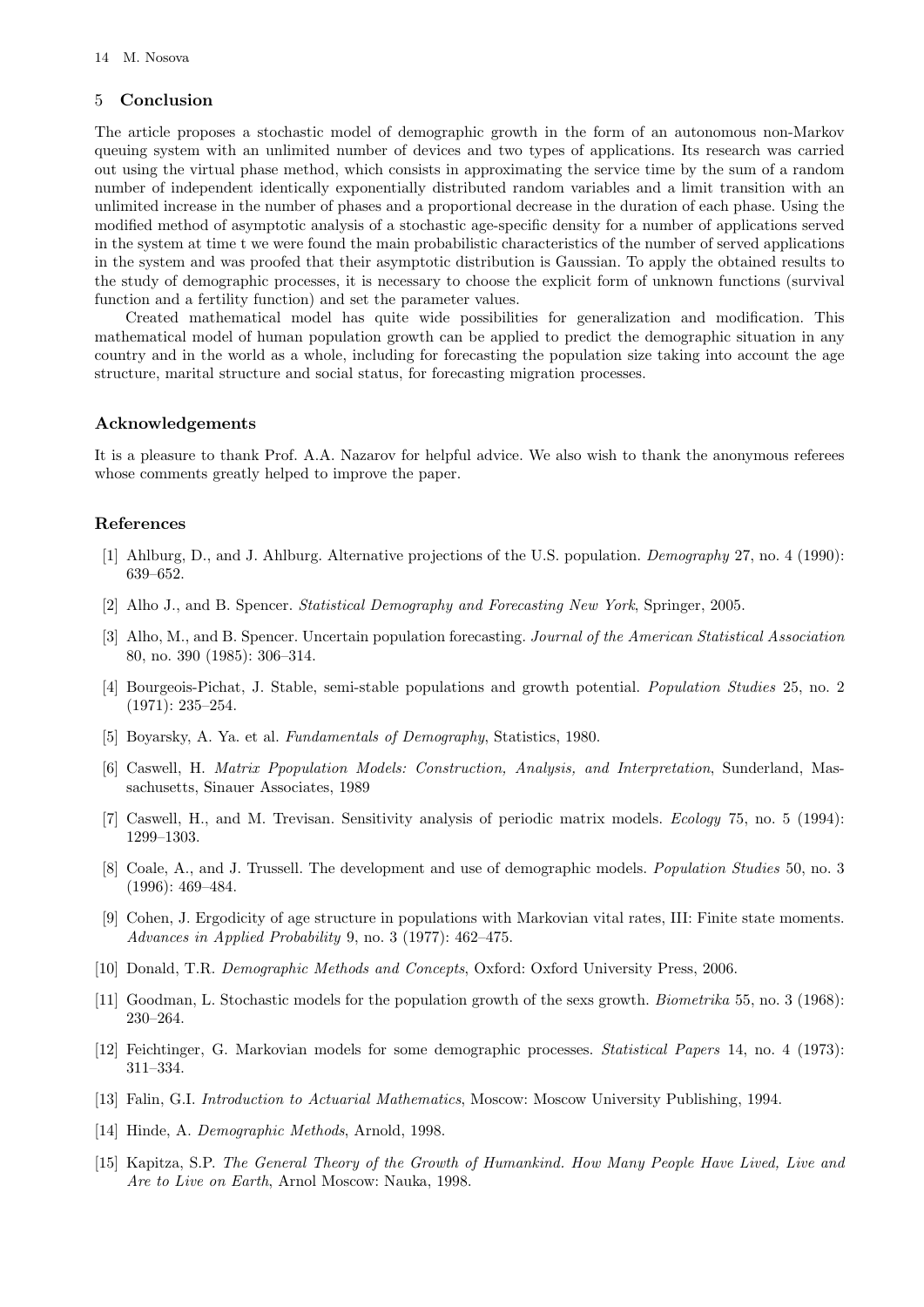## 5 Conclusion

The article proposes a stochastic model of demographic growth in the form of an autonomous non-Markov queuing system with an unlimited number of devices and two types of applications. Its research was carried out using the virtual phase method, which consists in approximating the service time by the sum of a random number of independent identically exponentially distributed random variables and a limit transition with an unlimited increase in the number of phases and a proportional decrease in the duration of each phase. Using the modified method of asymptotic analysis of a stochastic age-specific density for a number of applications served in the system at time t we were found the main probabilistic characteristics of the number of served applications in the system and was proofed that their asymptotic distribution is Gaussian. To apply the obtained results to the study of demographic processes, it is necessary to choose the explicit form of unknown functions (survival function and a fertility function) and set the parameter values.

Created mathematical model has quite wide possibilities for generalization and modification. This mathematical model of human population growth can be applied to predict the demographic situation in any country and in the world as a whole, including for forecasting the population size taking into account the age structure, marital structure and social status, for forecasting migration processes.

### Acknowledgements

It is a pleasure to thank Prof. A.A. Nazarov for helpful advice. We also wish to thank the anonymous referees whose comments greatly helped to improve the paper.

### References

[1] Ahlburg, D., and J. Ahlburg. Alternative projections of the U.S. population. *Demography* 27, no. 4 (1990): 639–652.

[2] Alho J., and B. Spencer. *Statistical Demography and Forecasting New York*, Springer, 2005.

[3] Alho, M., and B. Spencer. Uncertain population forecasting. *Journal of the American Statistical Association* 80, no. 390 (1985): 306–314.

[4] Bourgeois-Pichat, J. Stable, semi-stable populations and growth potential. *Population Studies* 25, no. 2 (1971): 235–254.

[5] Boyarsky, A. Ya. et al. *Fundamentals of Demography*, Statistics, 1980.

[6] Caswell, H. *Matrix Ppopulation Models: Construction, Analysis, and Interpretation*, Sunderland, Massachusetts, Sinauer Associates, 1989

[7] Caswell, H., and M. Trevisan. Sensitivity analysis of periodic matrix models. *Ecology* 75, no. 5 (1994): 1299–1303.

[8] Coale, A., and J. Trussell. The development and use of demographic models. *Population Studies* 50, no. 3 (1996): 469–484.

[9] Cohen, J. Ergodicity of age structure in populations with Markovian vital rates, III: Finite state moments. *Advances in Applied Probability* 9, no. 3 (1977): 462–475.

[10] Donald, T.R. *Demographic Methods and Concepts*, Oxford: Oxford University Press, 2006.

[11] Goodman, L. Stochastic models for the population growth of the sexs growth. *Biometrika* 55, no. 3 (1968): 230–264.

[12] Feichtinger, G. Markovian models for some demographic processes. *Statistical Papers* 14, no. 4 (1973): 311–334.

[13] Falin, G.I. *Introduction to Actuarial Mathematics*, Moscow: Moscow University Publishing, 1994.

[14] Hinde, A. *Demographic Methods*, Arnold, 1998.

[15] Kapitza, S.P. *The General Theory of the Growth of Humankind. How Many People Have Lived, Live and Are to Live on Earth*, Arnol Moscow: Nauka, 1998.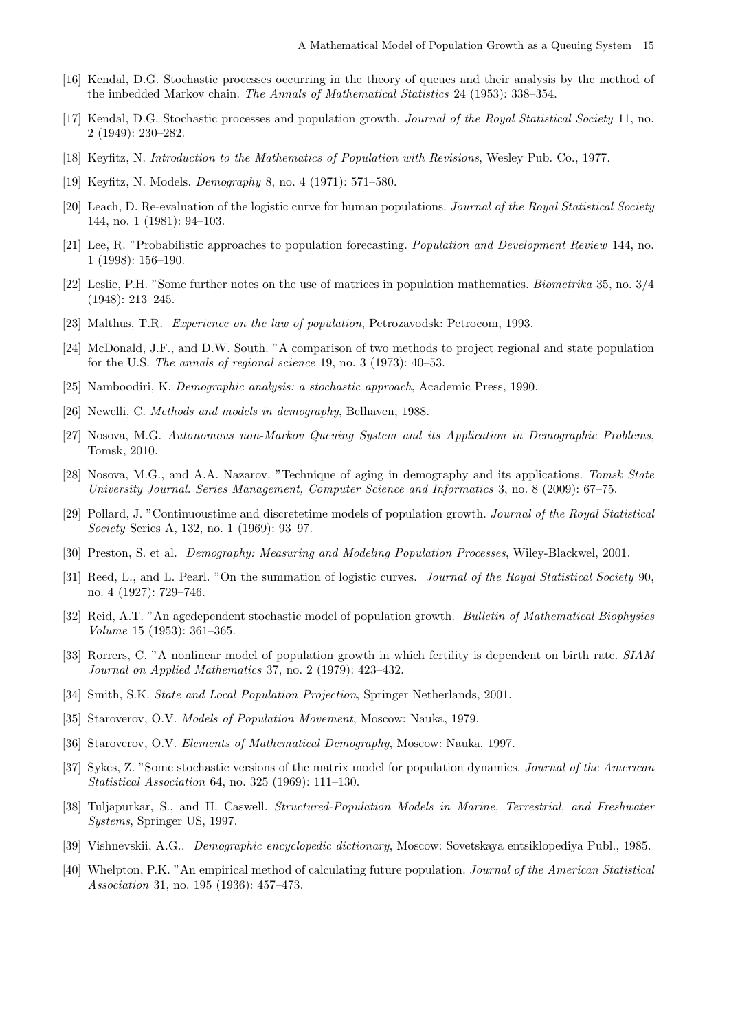[16] Kendal, D.G. Stochastic processes occurring in the theory of queues and their analysis by the method of the imbedded Markov chain. *The Annals of Mathematical Statistics* 24 (1953): 338–354.

[17] Kendal, D.G. Stochastic processes and population growth. *Journal of the Royal Statistical Society* 11, no. 2 (1949): 230–282.

[18] Keyfitz, N. *Introduction to the Mathematics of Population with Revisions*, Wesley Pub. Co., 1977.

[19] Keyfitz, N. Models. *Demography* 8, no. 4 (1971): 571–580.

[20] Leach, D. Re-evaluation of the logistic curve for human populations. *Journal of the Royal Statistical Society* 144, no. 1 (1981): 94–103.

[21] Lee, R. "Probabilistic approaches to population forecasting. *Population and Development Review* 144, no. 1 (1998): 156–190.

[22] Leslie, P.H. "Some further notes on the use of matrices in population mathematics. *Biometrika* 35, no. 3/4 (1948): 213–245.

[23] Malthus, T.R. *Experience on the law of population*, Petrozavodsk: Petrocom, 1993.

[24] McDonald, J.F., and D.W. South. "A comparison of two methods to project regional and state population for the U.S. *The annals of regional science* 19, no. 3 (1973): 40–53.

[25] Namboodiri, K. *Demographic analysis: a stochastic approach*, Academic Press, 1990.

[26] Newelli, C. *Methods and models in demography*, Belhaven, 1988.

[27] Nosova, M.G. *Autonomous non-Markov Queuing System and its Application in Demographic Problems*, Tomsk, 2010.

[28] Nosova, M.G., and A.A. Nazarov. "Technique of aging in demography and its applications. *Tomsk State University Journal. Series Management, Computer Science and Informatics* 3, no. 8 (2009): 67–75.

[29] Pollard, J. "Continuoustime and discretetime models of population growth. *Journal of the Royal Statistical Society* Series A, 132, no. 1 (1969): 93–97.

[30] Preston, S. et al. *Demography: Measuring and Modeling Population Processes*, Wiley-Blackwel, 2001.

[31] Reed, L., and L. Pearl. "On the summation of logistic curves. *Journal of the Royal Statistical Society* 90, no. 4 (1927): 729–746.

[32] Reid, A.T. "An agedependent stochastic model of population growth. *Bulletin of Mathematical Biophysics Volume* 15 (1953): 361–365.

[33] Rorrers, C. "A nonlinear model of population growth in which fertility is dependent on birth rate. *SIAM Journal on Applied Mathematics* 37, no. 2 (1979): 423–432.

[34] Smith, S.K. *State and Local Population Projection*, Springer Netherlands, 2001.

[35] Staroverov, O.V. *Models of Population Movement*, Moscow: Nauka, 1979.

[36] Staroverov, O.V. *Elements of Mathematical Demography*, Moscow: Nauka, 1997.

[37] Sykes, Z. "Some stochastic versions of the matrix model for population dynamics. *Journal of the American Statistical Association* 64, no. 325 (1969): 111–130.

[38] Tuljapurkar, S., and H. Caswell. *Structured-Population Models in Marine, Terrestrial, and Freshwater Systems*, Springer US, 1997.

[39] Vishnevskii, A.G.. *Demographic encyclopedic dictionary*, Moscow: Sovetskaya entsiklopediya Publ., 1985.

[40] Whelpton, P.K. "An empirical method of calculating future population. *Journal of the American Statistical Association* 31, no. 195 (1936): 457–473.